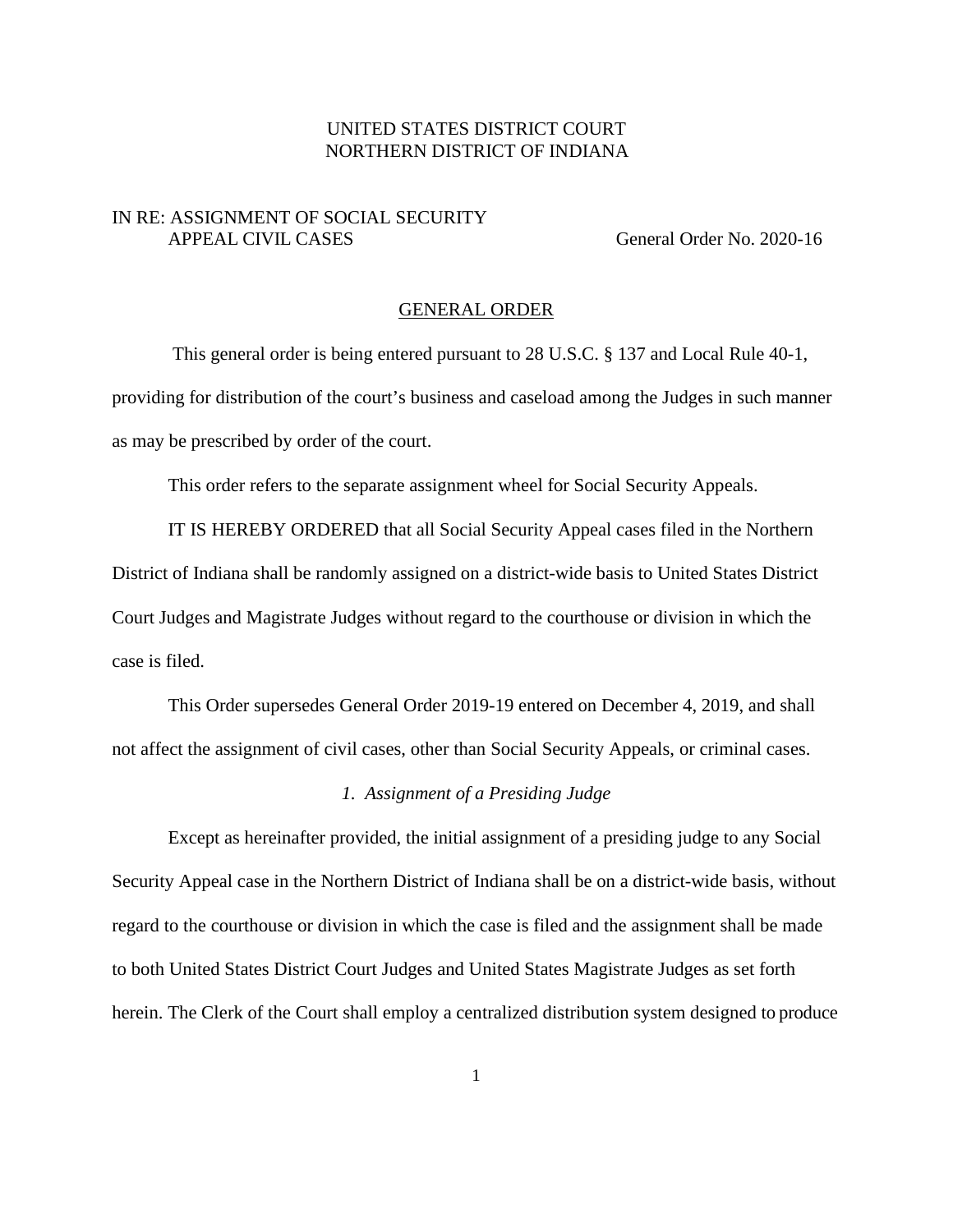UNITED STATES DISTRICT COURT
NORTHERN DISTRICT OF INDIANA

IN RE: ASSIGNMENT OF SOCIAL SECURITY APPEAL CIVIL CASES

General Order No. 2020-16

## GENERAL ORDER

This general order is being entered pursuant to 28 U.S.C. § 137 and Local Rule 40-1, providing for distribution of the court's business and caseload among the Judges in such manner as may be prescribed by order of the court.

This order refers to the separate assignment wheel for Social Security Appeals.

IT IS HEREBY ORDERED that all Social Security Appeal cases filed in the Northern District of Indiana shall be randomly assigned on a district-wide basis to United States District Court Judges and Magistrate Judges without regard to the courthouse or division in which the case is filed.

This Order supersedes General Order 2019-19 entered on December 4, 2019, and shall not affect the assignment of civil cases, other than Social Security Appeals, or criminal cases.

### *1. Assignment of a Presiding Judge*

Except as hereinafter provided, the initial assignment of a presiding judge to any Social Security Appeal case in the Northern District of Indiana shall be on a district-wide basis, without regard to the courthouse or division in which the case is filed and the assignment shall be made to both United States District Court Judges and United States Magistrate Judges as set forth herein. The Clerk of the Court shall employ a centralized distribution system designed to produce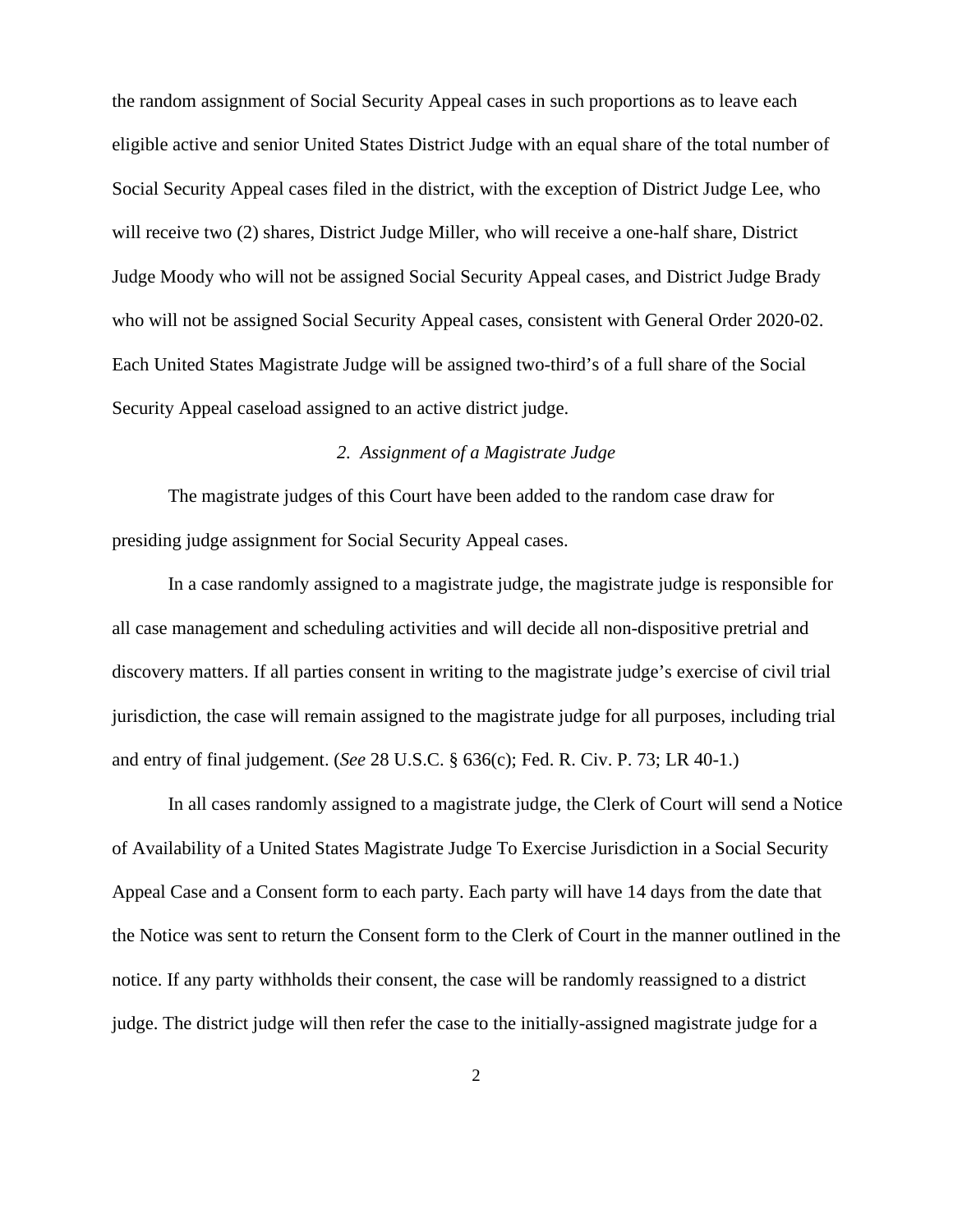the random assignment of Social Security Appeal cases in such proportions as to leave each eligible active and senior United States District Judge with an equal share of the total number of Social Security Appeal cases filed in the district, with the exception of District Judge Lee, who will receive two (2) shares, District Judge Miller, who will receive a one-half share, District Judge Moody who will not be assigned Social Security Appeal cases, and District Judge Brady who will not be assigned Social Security Appeal cases, consistent with General Order 2020-02. Each United States Magistrate Judge will be assigned two-third's of a full share of the Social Security Appeal caseload assigned to an active district judge.

### *2. Assignment of a Magistrate Judge*

The magistrate judges of this Court have been added to the random case draw for presiding judge assignment for Social Security Appeal cases.

In a case randomly assigned to a magistrate judge, the magistrate judge is responsible for all case management and scheduling activities and will decide all non-dispositive pretrial and discovery matters. If all parties consent in writing to the magistrate judge's exercise of civil trial jurisdiction, the case will remain assigned to the magistrate judge for all purposes, including trial and entry of final judgement. (*See* 28 U.S.C. § 636(c); Fed. R. Civ. P. 73; LR 40-1.)

In all cases randomly assigned to a magistrate judge, the Clerk of Court will send a Notice of Availability of a United States Magistrate Judge To Exercise Jurisdiction in a Social Security Appeal Case and a Consent form to each party. Each party will have 14 days from the date that the Notice was sent to return the Consent form to the Clerk of Court in the manner outlined in the notice. If any party withholds their consent, the case will be randomly reassigned to a district judge. The district judge will then refer the case to the initially-assigned magistrate judge for a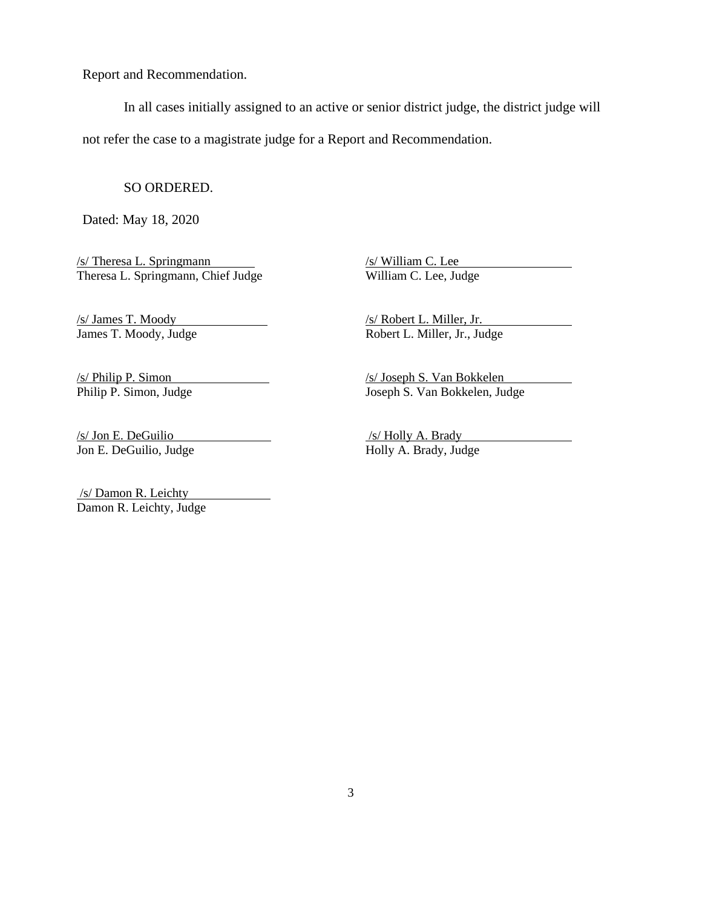Report and Recommendation.

In all cases initially assigned to an active or senior district judge, the district judge will not refer the case to a magistrate judge for a Report and Recommendation.

SO ORDERED.

Dated: May 18, 2020

/s/ Theresa L. Springmann
Theresa L. Springmann, Chief Judge

/s/ William C. Lee
William C. Lee, Judge

/s/ James T. Moody
James T. Moody, Judge

/s/ Robert L. Miller, Jr.
Robert L. Miller, Jr., Judge

/s/ Philip P. Simon
Philip P. Simon, Judge

/s/ Joseph S. Van Bokkelen
Joseph S. Van Bokkelen, Judge

/s/ Jon E. DeGuilio
Jon E. DeGuilio, Judge

/s/ Holly A. Brady
Holly A. Brady, Judge

/s/ Damon R. Leichty
Damon R. Leichty, Judge